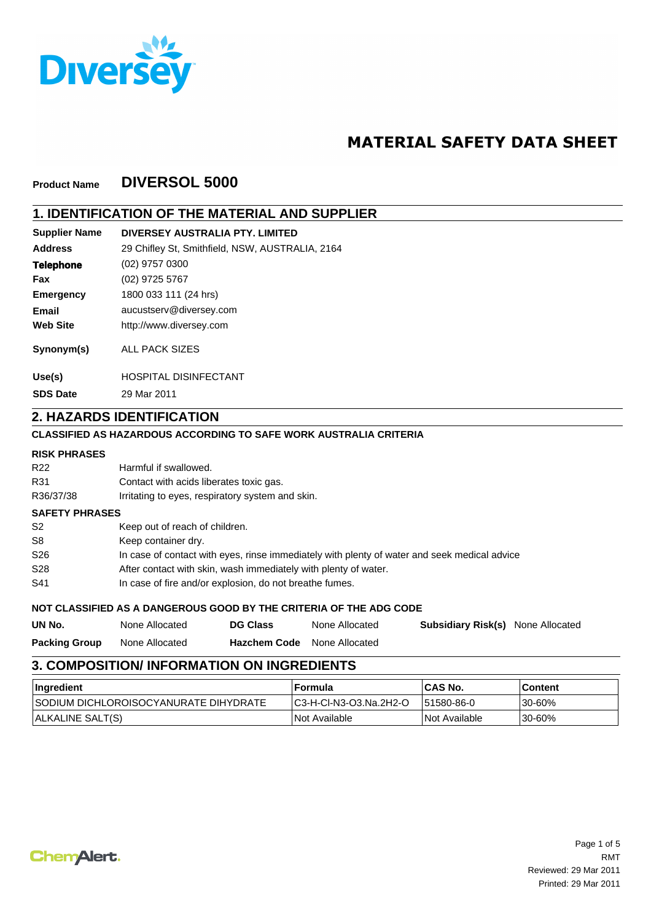Diversey

# MATERIAL SAFETY DATA SHEET

**Product Name** **DIVERSOL 5000**

## 1. IDENTIFICATION OF THE MATERIAL AND SUPPLIER

| | |
|---|---|
| **Supplier Name** | **DIVERSEY AUSTRALIA PTY. LIMITED** |
| **Address** | 29 Chifley St, Smithfield, NSW, AUSTRALIA, 2164 |
| **Telephone** | (02) 9757 0300 |
| **Fax** | (02) 9725 5767 |
| **Emergency** | 1800 033 111 (24 hrs) |
| **Email** | aucustserv@diversey.com |
| **Web Site** | http://www.diversey.com |
| **Synonym(s)** | ALL PACK SIZES |
| **Use(s)** | HOSPITAL DISINFECTANT |
| **SDS Date** | 29 Mar 2011 |

## 2. HAZARDS IDENTIFICATION

**CLASSIFIED AS HAZARDOUS ACCORDING TO SAFE WORK AUSTRALIA CRITERIA**

**RISK PHRASES**

| | |
|---|---|
| R22 | Harmful if swallowed. |
| R31 | Contact with acids liberates toxic gas. |
| R36/37/38 | Irritating to eyes, respiratory system and skin. |

**SAFETY PHRASES**

| | |
|---|---|
| S2 | Keep out of reach of children. |
| S8 | Keep container dry. |
| S26 | In case of contact with eyes, rinse immediately with plenty of water and seek medical advice |
| S28 | After contact with skin, wash immediately with plenty of water. |
| S41 | In case of fire and/or explosion, do not breathe fumes. |

**NOT CLASSIFIED AS A DANGEROUS GOOD BY THE CRITERIA OF THE ADG CODE**

| | | | | | |
|---|---|---|---|---|---|
| **UN No.** | None Allocated | **DG Class** | None Allocated | **Subsidiary Risk(s)** | None Allocated |
| **Packing Group** | None Allocated | **Hazchem Code** | None Allocated | | |

## 3. COMPOSITION/ INFORMATION ON INGREDIENTS

| Ingredient | Formula | CAS No. | Content |
|---|---|---|---|
| SODIUM DICHLOROISOCYANURATE DIHYDRATE | C3-H-Cl-N3-O3.Na.2H2-O | 51580-86-0 | 30-60% |
| ALKALINE SALT(S) | Not Available | Not Available | 30-60% |

ChemAlert.

RMT
Reviewed: 29 Mar 2011
Printed: 29 Mar 2011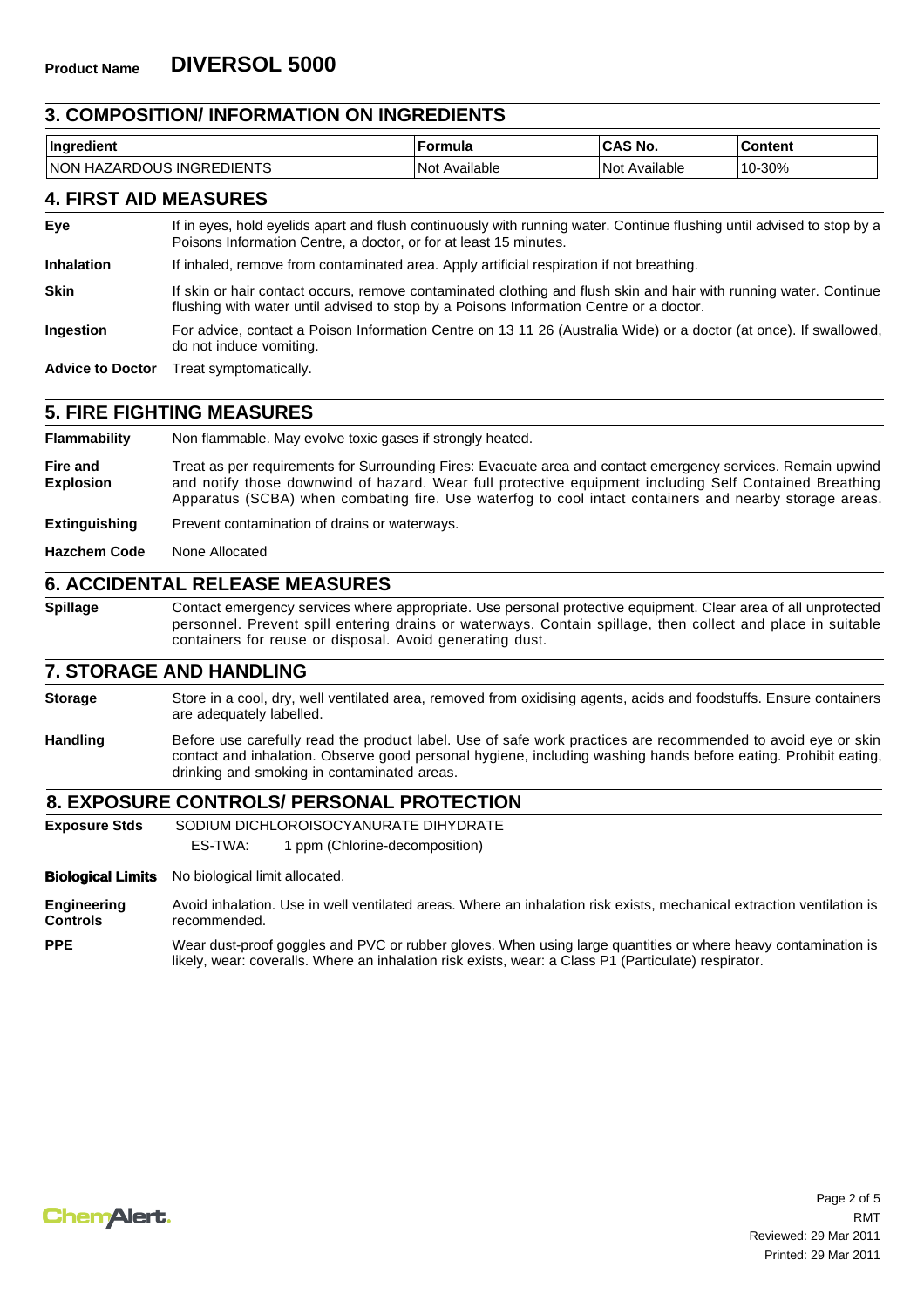**Product Name** **DIVERSOL 5000**

## 3. COMPOSITION/ INFORMATION ON INGREDIENTS

| Ingredient | Formula | CAS No. | Content |
|---|---|---|---|
| NON HAZARDOUS INGREDIENTS | Not Available | Not Available | 10-30% |

## 4. FIRST AID MEASURES

**Eye** If in eyes, hold eyelids apart and flush continuously with running water. Continue flushing until advised to stop by a Poisons Information Centre, a doctor, or for at least 15 minutes.

**Inhalation** If inhaled, remove from contaminated area. Apply artificial respiration if not breathing.

**Skin** If skin or hair contact occurs, remove contaminated clothing and flush skin and hair with running water. Continue flushing with water until advised to stop by a Poisons Information Centre or a doctor.

**Ingestion** For advice, contact a Poison Information Centre on 13 11 26 (Australia Wide) or a doctor (at once). If swallowed, do not induce vomiting.

**Advice to Doctor** Treat symptomatically.

## 5. FIRE FIGHTING MEASURES

**Flammability** Non flammable. May evolve toxic gases if strongly heated.

**Fire and Explosion** Treat as per requirements for Surrounding Fires: Evacuate area and contact emergency services. Remain upwind and notify those downwind of hazard. Wear full protective equipment including Self Contained Breathing Apparatus (SCBA) when combating fire. Use waterfog to cool intact containers and nearby storage areas.

**Extinguishing** Prevent contamination of drains or waterways.

**Hazchem Code** None Allocated

## 6. ACCIDENTAL RELEASE MEASURES

**Spillage** Contact emergency services where appropriate. Use personal protective equipment. Clear area of all unprotected personnel. Prevent spill entering drains or waterways. Contain spillage, then collect and place in suitable containers for reuse or disposal. Avoid generating dust.

## 7. STORAGE AND HANDLING

**Storage** Store in a cool, dry, well ventilated area, removed from oxidising agents, acids and foodstuffs. Ensure containers are adequately labelled.

**Handling** Before use carefully read the product label. Use of safe work practices are recommended to avoid eye or skin contact and inhalation. Observe good personal hygiene, including washing hands before eating. Prohibit eating, drinking and smoking in contaminated areas.

## 8. EXPOSURE CONTROLS/ PERSONAL PROTECTION

**Exposure Stds** SODIUM DICHLOROISOCYANURATE DIHYDRATE
ES-TWA: 1 ppm (Chlorine-decomposition)

**Biological Limits** No biological limit allocated.

**Engineering Controls** Avoid inhalation. Use in well ventilated areas. Where an inhalation risk exists, mechanical extraction ventilation is recommended.

**PPE** Wear dust-proof goggles and PVC or rubber gloves. When using large quantities or where heavy contamination is likely, wear: coveralls. Where an inhalation risk exists, wear: a Class P1 (Particulate) respirator.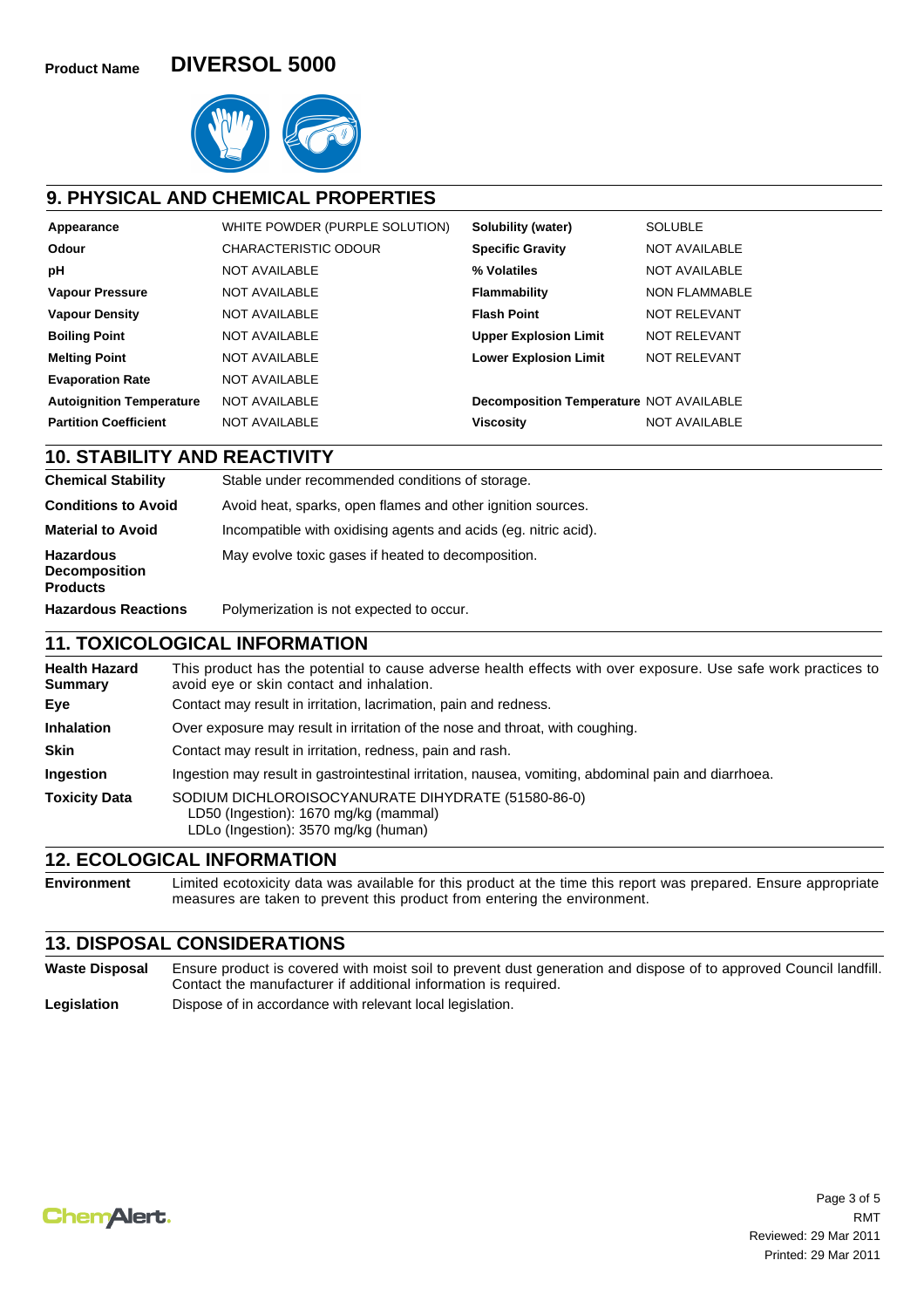**Product Name** **DIVERSOL 5000**

## 9. PHYSICAL AND CHEMICAL PROPERTIES

| | | | |
|---|---|---|---|
| **Appearance** | WHITE POWDER (PURPLE SOLUTION) | **Solubility (water)** | SOLUBLE |
| **Odour** | CHARACTERISTIC ODOUR | **Specific Gravity** | NOT AVAILABLE |
| **pH** | NOT AVAILABLE | **% Volatiles** | NOT AVAILABLE |
| **Vapour Pressure** | NOT AVAILABLE | **Flammability** | NON FLAMMABLE |
| **Vapour Density** | NOT AVAILABLE | **Flash Point** | NOT RELEVANT |
| **Boiling Point** | NOT AVAILABLE | **Upper Explosion Limit** | NOT RELEVANT |
| **Melting Point** | NOT AVAILABLE | **Lower Explosion Limit** | NOT RELEVANT |
| **Evaporation Rate** | NOT AVAILABLE | | |
| **Autoignition Temperature** | NOT AVAILABLE | **Decomposition Temperature** | NOT AVAILABLE |
| **Partition Coefficient** | NOT AVAILABLE | **Viscosity** | NOT AVAILABLE |

## 10. STABILITY AND REACTIVITY

| | |
|---|---|
| **Chemical Stability** | Stable under recommended conditions of storage. |
| **Conditions to Avoid** | Avoid heat, sparks, open flames and other ignition sources. |
| **Material to Avoid** | Incompatible with oxidising agents and acids (eg. nitric acid). |
| **Hazardous Decomposition Products** | May evolve toxic gases if heated to decomposition. |
| **Hazardous Reactions** | Polymerization is not expected to occur. |

## 11. TOXICOLOGICAL INFORMATION

| | |
|---|---|
| **Health Hazard Summary** | This product has the potential to cause adverse health effects with over exposure. Use safe work practices to avoid eye or skin contact and inhalation. |
| **Eye** | Contact may result in irritation, lacrimation, pain and redness. |
| **Inhalation** | Over exposure may result in irritation of the nose and throat, with coughing. |
| **Skin** | Contact may result in irritation, redness, pain and rash. |
| **Ingestion** | Ingestion may result in gastrointestinal irritation, nausea, vomiting, abdominal pain and diarrhoea. |
| **Toxicity Data** | SODIUM DICHLOROISOCYANURATE DIHYDRATE (51580-86-0)<br>LD50 (Ingestion): 1670 mg/kg (mammal)<br>LDLo (Ingestion): 3570 mg/kg (human) |

## 12. ECOLOGICAL INFORMATION

| | |
|---|---|
| **Environment** | Limited ecotoxicity data was available for this product at the time this report was prepared. Ensure appropriate measures are taken to prevent this product from entering the environment. |

## 13. DISPOSAL CONSIDERATIONS

| | |
|---|---|
| **Waste Disposal** | Ensure product is covered with moist soil to prevent dust generation and dispose of to approved Council landfill. Contact the manufacturer if additional information is required. |
| **Legislation** | Dispose of in accordance with relevant local legislation. |

RMT
Reviewed: 29 Mar 2011
Printed: 29 Mar 2011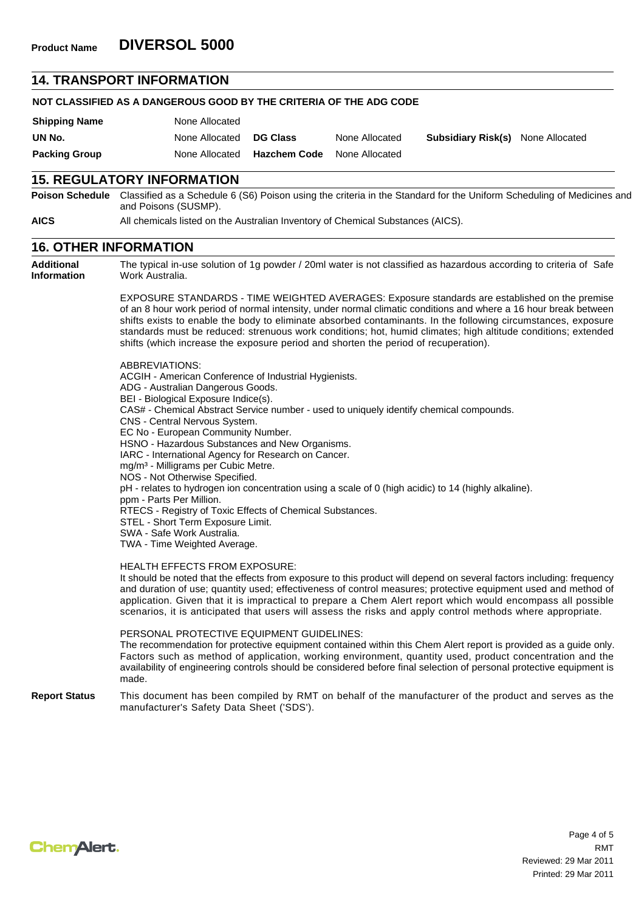**Product Name** **DIVERSOL 5000**

## 14. TRANSPORT INFORMATION

**NOT CLASSIFIED AS A DANGEROUS GOOD BY THE CRITERIA OF THE ADG CODE**

| | | | | | |
|---|---|---|---|---|---|
| **Shipping Name** | None Allocated | | | | |
| **UN No.** | None Allocated | **DG Class** | None Allocated | **Subsidiary Risk(s)** | None Allocated |
| **Packing Group** | None Allocated | **Hazchem Code** | None Allocated | | |

## 15. REGULATORY INFORMATION

**Poison Schedule** Classified as a Schedule 6 (S6) Poison using the criteria in the Standard for the Uniform Scheduling of Medicines and and Poisons (SUSMP).

**AICS** All chemicals listed on the Australian Inventory of Chemical Substances (AICS).

## 16. OTHER INFORMATION

**Additional Information**

The typical in-use solution of 1g powder / 20ml water is not classified as hazardous according to criteria of Safe Work Australia.

EXPOSURE STANDARDS - TIME WEIGHTED AVERAGES: Exposure standards are established on the premise of an 8 hour work period of normal intensity, under normal climatic conditions and where a 16 hour break between shifts exists to enable the body to eliminate absorbed contaminants. In the following circumstances, exposure standards must be reduced: strenuous work conditions; hot, humid climates; high altitude conditions; extended shifts (which increase the exposure period and shorten the period of recuperation).

ABBREVIATIONS:
ACGIH - American Conference of Industrial Hygienists.
ADG - Australian Dangerous Goods.
BEI - Biological Exposure Indice(s).
CAS# - Chemical Abstract Service number - used to uniquely identify chemical compounds.
CNS - Central Nervous System.
EC No - European Community Number.
HSNO - Hazardous Substances and New Organisms.
IARC - International Agency for Research on Cancer.
$mg/m^3$ - Milligrams per Cubic Metre.
NOS - Not Otherwise Specified.
pH - relates to hydrogen ion concentration using a scale of 0 (high acidic) to 14 (highly alkaline).
ppm - Parts Per Million.
RTECS - Registry of Toxic Effects of Chemical Substances.
STEL - Short Term Exposure Limit.
SWA - Safe Work Australia.
TWA - Time Weighted Average.

HEALTH EFFECTS FROM EXPOSURE:
It should be noted that the effects from exposure to this product will depend on several factors including: frequency and duration of use; quantity used; effectiveness of control measures; protective equipment used and method of application. Given that it is impractical to prepare a Chem Alert report which would encompass all possible scenarios, it is anticipated that users will assess the risks and apply control methods where appropriate.

PERSONAL PROTECTIVE EQUIPMENT GUIDELINES:
The recommendation for protective equipment contained within this Chem Alert report is provided as a guide only. Factors such as method of application, working environment, quantity used, product concentration and the availability of engineering controls should be considered before final selection of personal protective equipment is made.

**Report Status** This document has been compiled by RMT on behalf of the manufacturer of the product and serves as the manufacturer's Safety Data Sheet ('SDS').

RMT
Reviewed: 29 Mar 2011
Printed: 29 Mar 2011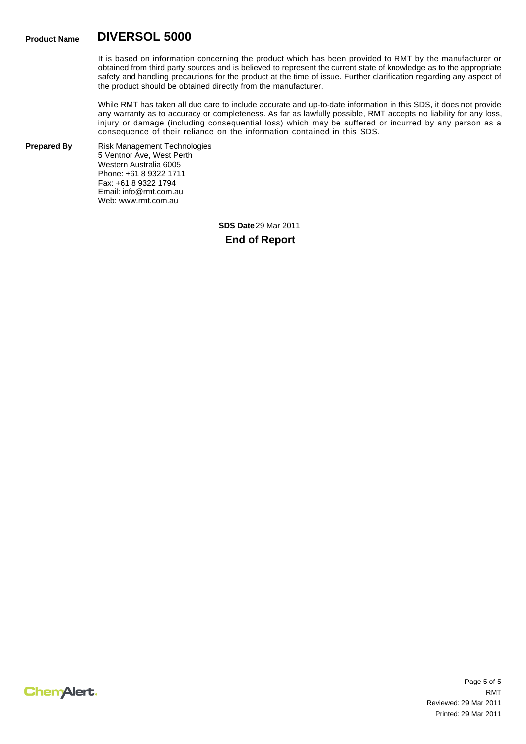**Product Name** **DIVERSOL 5000**

It is based on information concerning the product which has been provided to RMT by the manufacturer or obtained from third party sources and is believed to represent the current state of knowledge as to the appropriate safety and handling precautions for the product at the time of issue. Further clarification regarding any aspect of the product should be obtained directly from the manufacturer.

While RMT has taken all due care to include accurate and up-to-date information in this SDS, it does not provide any warranty as to accuracy or completeness. As far as lawfully possible, RMT accepts no liability for any loss, injury or damage (including consequential loss) which may be suffered or incurred by any person as a consequence of their reliance on the information contained in this SDS.

**Prepared By**

Risk Management Technologies
5 Ventnor Ave, West Perth
Western Australia 6005
Phone: +61 8 9322 1711
Fax: +61 8 9322 1794
Email: info@rmt.com.au
Web: www.rmt.com.au

**SDS Date** 29 Mar 2011

**End of Report**

RMT
Reviewed: 29 Mar 2011
Printed: 29 Mar 2011